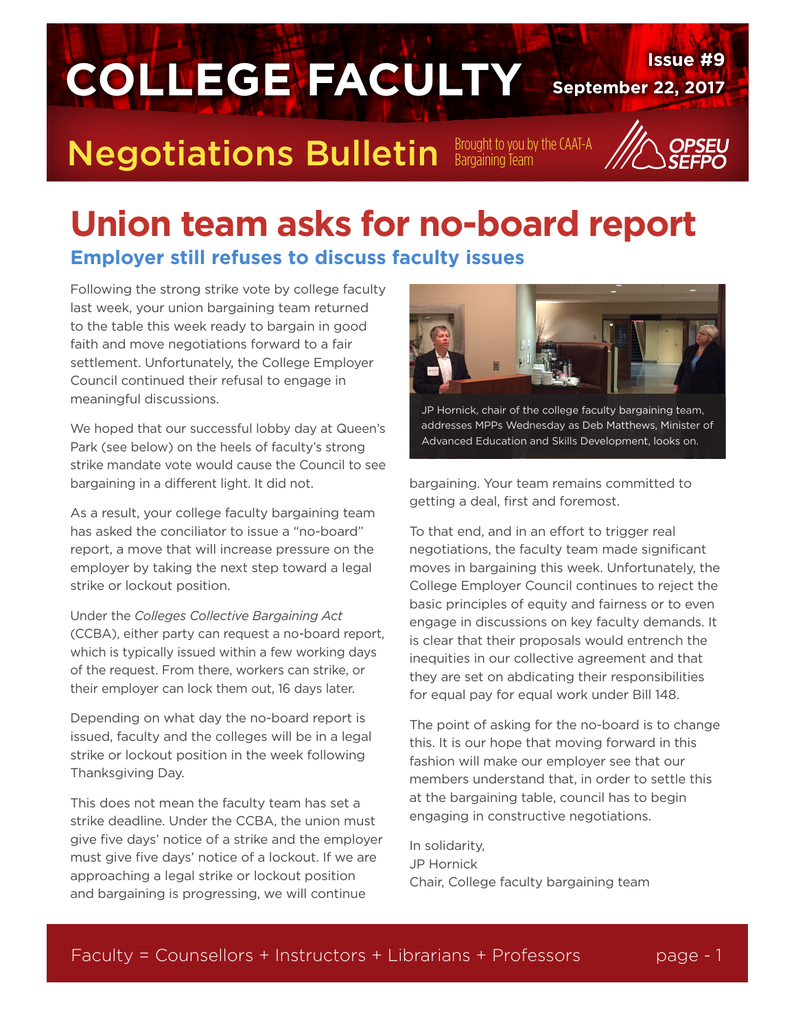# COLLEGE FACULTY

**Issue #9**
**September 22, 2017**

## Negotiations Bulletin

Brought to you by the CAAT-A Bargaining Team

OPSEU SEFPO

# Union team asks for no-board report

## Employer still refuses to discuss faculty issues

Following the strong strike vote by college faculty last week, your union bargaining team returned to the table this week ready to bargain in good faith and move negotiations forward to a fair settlement. Unfortunately, the College Employer Council continued their refusal to engage in meaningful discussions.

We hoped that our successful lobby day at Queen's Park (see below) on the heels of faculty's strong strike mandate vote would cause the Council to see bargaining in a different light. It did not.

As a result, your college faculty bargaining team has asked the conciliator to issue a "no-board" report, a move that will increase pressure on the employer by taking the next step toward a legal strike or lockout position.

Under the *Colleges Collective Bargaining Act* (CCBA), either party can request a no-board report, which is typically issued within a few working days of the request. From there, workers can strike, or their employer can lock them out, 16 days later.

Depending on what day the no-board report is issued, faculty and the colleges will be in a legal strike or lockout position in the week following Thanksgiving Day.

This does not mean the faculty team has set a strike deadline. Under the CCBA, the union must give five days' notice of a strike and the employer must give five days' notice of a lockout. If we are approaching a legal strike or lockout position and bargaining is progressing, we will continue bargaining. Your team remains committed to getting a deal, first and foremost.

JP Hornick, chair of the college faculty bargaining team, addresses MPPs Wednesday as Deb Matthews, Minister of Advanced Education and Skills Development, looks on.

To that end, and in an effort to trigger real negotiations, the faculty team made significant moves in bargaining this week. Unfortunately, the College Employer Council continues to reject the basic principles of equity and fairness or to even engage in discussions on key faculty demands. It is clear that their proposals would entrench the inequities in our collective agreement and that they are set on abdicating their responsibilities for equal pay for equal work under Bill 148.

The point of asking for the no-board is to change this. It is our hope that moving forward in this fashion will make our employer see that our members understand that, in order to settle this at the bargaining table, council has to begin engaging in constructive negotiations.

In solidarity,
JP Hornick
Chair, College faculty bargaining team

Faculty = Counsellors + Instructors + Librarians + Professors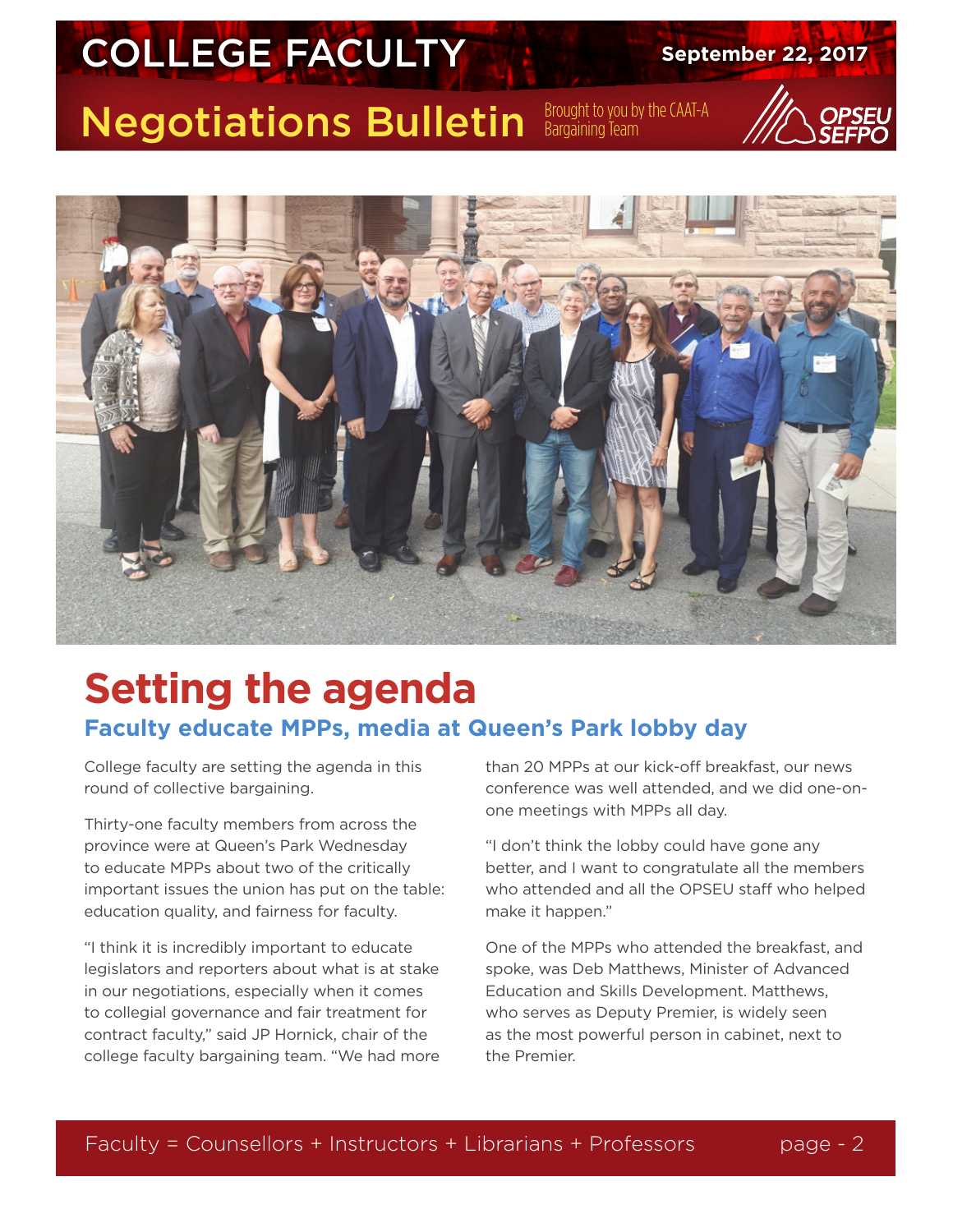# Setting the agenda

## Faculty educate MPPs, media at Queen's Park lobby day

College faculty are setting the agenda in this round of collective bargaining.

Thirty-one faculty members from across the province were at Queen's Park Wednesday to educate MPPs about two of the critically important issues the union has put on the table: education quality, and fairness for faculty.

"I think it is incredibly important to educate legislators and reporters about what is at stake in our negotiations, especially when it comes to collegial governance and fair treatment for contract faculty," said JP Hornick, chair of the college faculty bargaining team. "We had more than 20 MPPs at our kick-off breakfast, our news conference was well attended, and we did one-on-one meetings with MPPs all day.

"I don't think the lobby could have gone any better, and I want to congratulate all the members who attended and all the OPSEU staff who helped make it happen."

One of the MPPs who attended the breakfast, and spoke, was Deb Matthews, Minister of Advanced Education and Skills Development. Matthews, who serves as Deputy Premier, is widely seen as the most powerful person in cabinet, next to the Premier.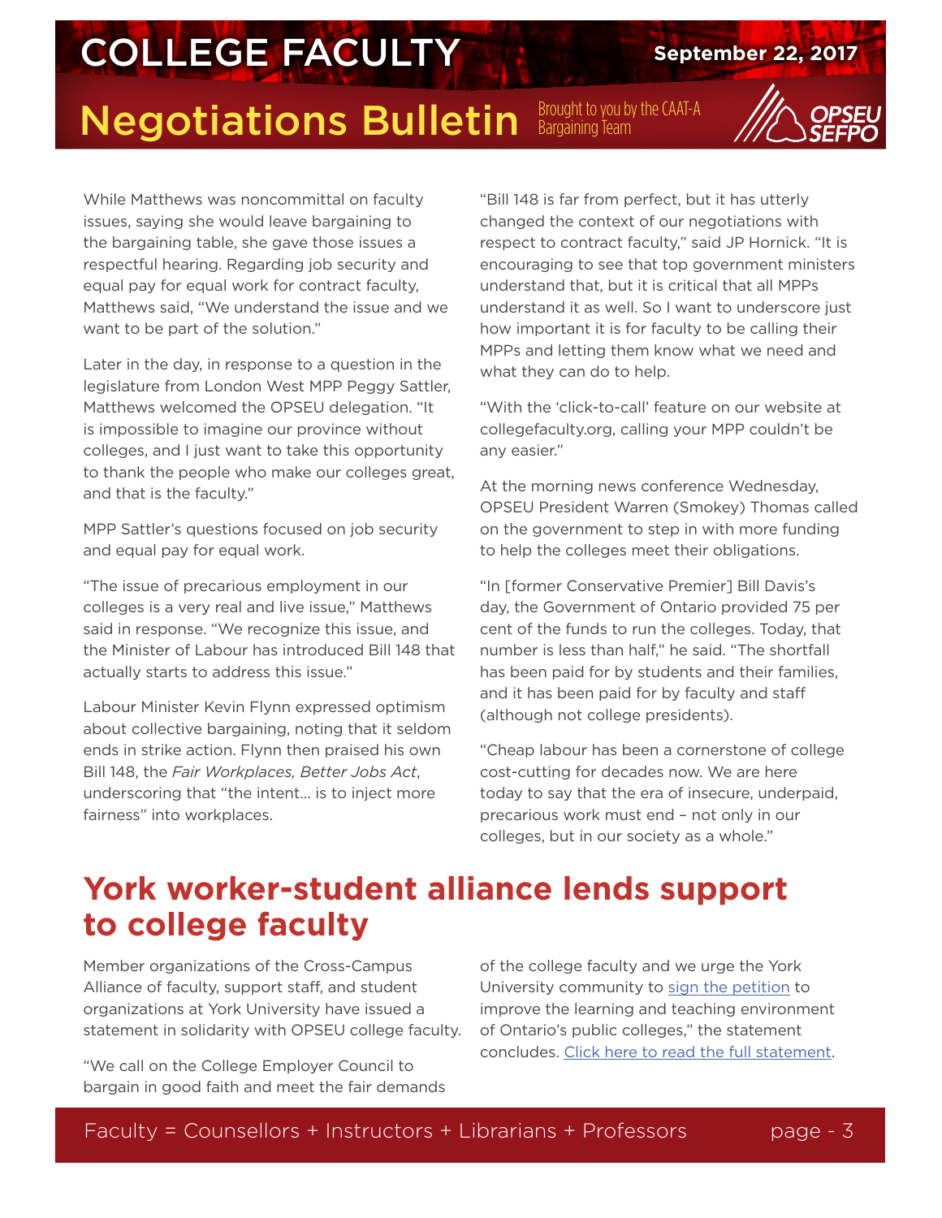While Matthews was noncommittal on faculty issues, saying she would leave bargaining to the bargaining table, she gave those issues a respectful hearing. Regarding job security and equal pay for equal work for contract faculty, Matthews said, "We understand the issue and we want to be part of the solution."

Later in the day, in response to a question in the legislature from London West MPP Peggy Sattler, Matthews welcomed the OPSEU delegation. "It is impossible to imagine our province without colleges, and I just want to take this opportunity to thank the people who make our colleges great, and that is the faculty."

MPP Sattler's questions focused on job security and equal pay for equal work.

"The issue of precarious employment in our colleges is a very real and live issue," Matthews said in response. "We recognize this issue, and the Minister of Labour has introduced Bill 148 that actually starts to address this issue."

Labour Minister Kevin Flynn expressed optimism about collective bargaining, noting that it seldom ends in strike action. Flynn then praised his own Bill 148, the *Fair Workplaces, Better Jobs Act*, underscoring that "the intent… is to inject more fairness" into workplaces.

"Bill 148 is far from perfect, but it has utterly changed the context of our negotiations with respect to contract faculty," said JP Hornick. "It is encouraging to see that top government ministers understand that, but it is critical that all MPPs understand it as well. So I want to underscore just how important it is for faculty to be calling their MPPs and letting them know what we need and what they can do to help.

"With the 'click-to-call' feature on our website at collegefaculty.org, calling your MPP couldn't be any easier."

At the morning news conference Wednesday, OPSEU President Warren (Smokey) Thomas called on the government to step in with more funding to help the colleges meet their obligations.

"In [former Conservative Premier] Bill Davis's day, the Government of Ontario provided 75 per cent of the funds to run the colleges. Today, that number is less than half," he said. "The shortfall has been paid for by students and their families, and it has been paid for by faculty and staff (although not college presidents).

"Cheap labour has been a cornerstone of college cost-cutting for decades now. We are here today to say that the era of insecure, underpaid, precarious work must end – not only in our colleges, but in our society as a whole."

## York worker-student alliance lends support to college faculty

Member organizations of the Cross-Campus Alliance of faculty, support staff, and student organizations at York University have issued a statement in solidarity with OPSEU college faculty.

"We call on the College Employer Council to bargain in good faith and meet the fair demands of the college faculty and we urge the York University community to sign the petition to improve the learning and teaching environment of Ontario's public colleges," the statement concludes. Click here to read the full statement.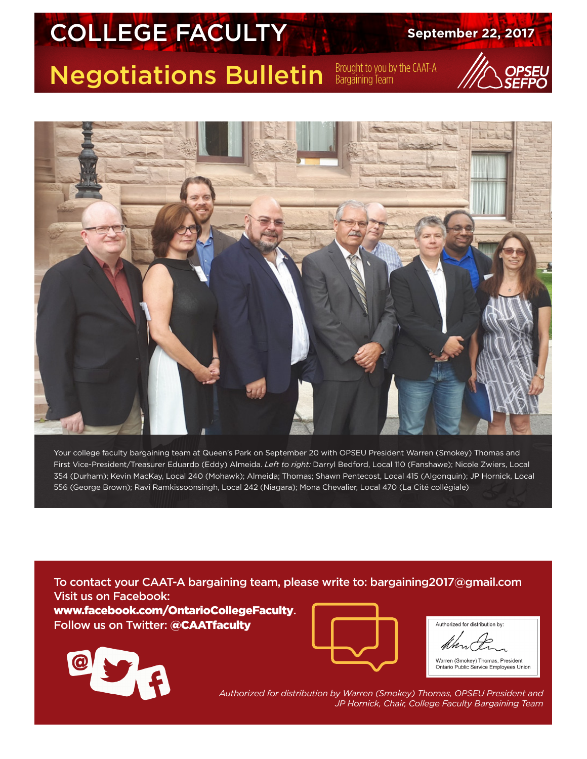# COLLEGE FACULTY

**September 22, 2017**

## Negotiations Bulletin

Brought to you by the CAAT-A Bargaining Team

Your college faculty bargaining team at Queen's Park on September 20 with OPSEU President Warren (Smokey) Thomas and First Vice-President/Treasurer Eduardo (Eddy) Almeida. *Left to right:* Darryl Bedford, Local 110 (Fanshawe); Nicole Zwiers, Local 354 (Durham); Kevin MacKay, Local 240 (Mohawk); Almeida; Thomas; Shawn Pentecost, Local 415 (Algonquin); JP Hornick, Local 556 (George Brown); Ravi Ramkissoonsingh, Local 242 (Niagara); Mona Chevalier, Local 470 (La Cité collégiale)

To contact your CAAT-A bargaining team, please write to: bargaining2017@gmail.com
Visit us on Facebook:
**www.facebook.com/OntarioCollegeFaculty**.
Follow us on Twitter: **@CAATfaculty**

Authorized for distribution by:

Warren (Smokey) Thomas, President
Ontario Public Service Employees Union

*Authorized for distribution by Warren (Smokey) Thomas, OPSEU President and JP Hornick, Chair, College Faculty Bargaining Team*